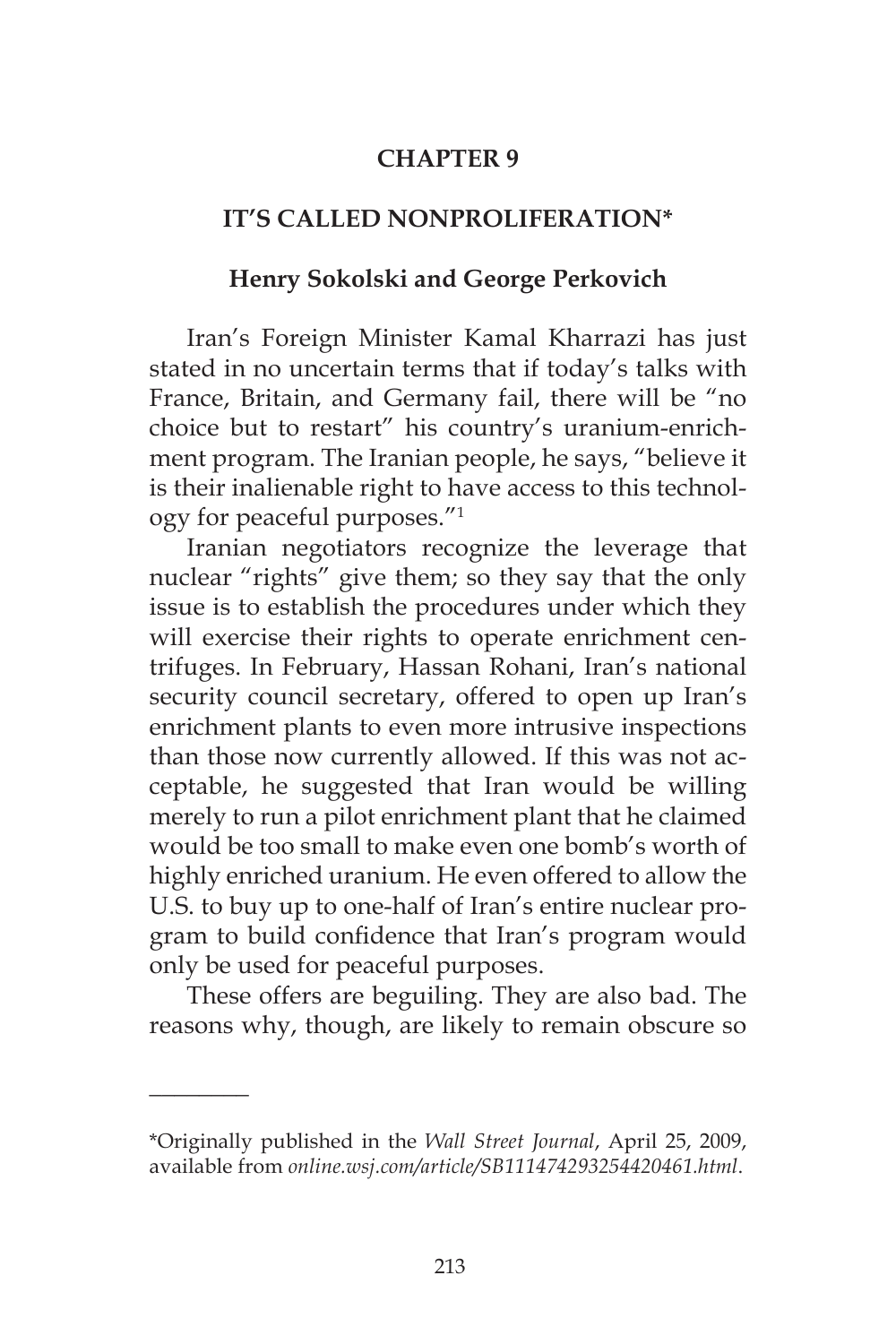# CHAPTER 9

## IT'S CALLED NONPROLIFERATION*

### Henry Sokolski and George Perkovich

Iran's Foreign Minister Kamal Kharrazi has just stated in no uncertain terms that if today's talks with France, Britain, and Germany fail, there will be "no choice but to restart" his country's uranium-enrichment program. The Iranian people, he says, "believe it is their inalienable right to have access to this technology for peaceful purposes."[1]

Iranian negotiators recognize the leverage that nuclear "rights" give them; so they say that the only issue is to establish the procedures under which they will exercise their rights to operate enrichment centrifuges. In February, Hassan Rohani, Iran's national security council secretary, offered to open up Iran's enrichment plants to even more intrusive inspections than those now currently allowed. If this was not acceptable, he suggested that Iran would be willing merely to run a pilot enrichment plant that he claimed would be too small to make even one bomb's worth of highly enriched uranium. He even offered to allow the U.S. to buy up to one-half of Iran's entire nuclear program to build confidence that Iran's program would only be used for peaceful purposes.

These offers are beguiling. They are also bad. The reasons why, though, are likely to remain obscure so

---

*Originally published in the *Wall Street Journal*, April 25, 2009, available from *online.wsj.com/article/SB111474293254420461.html*.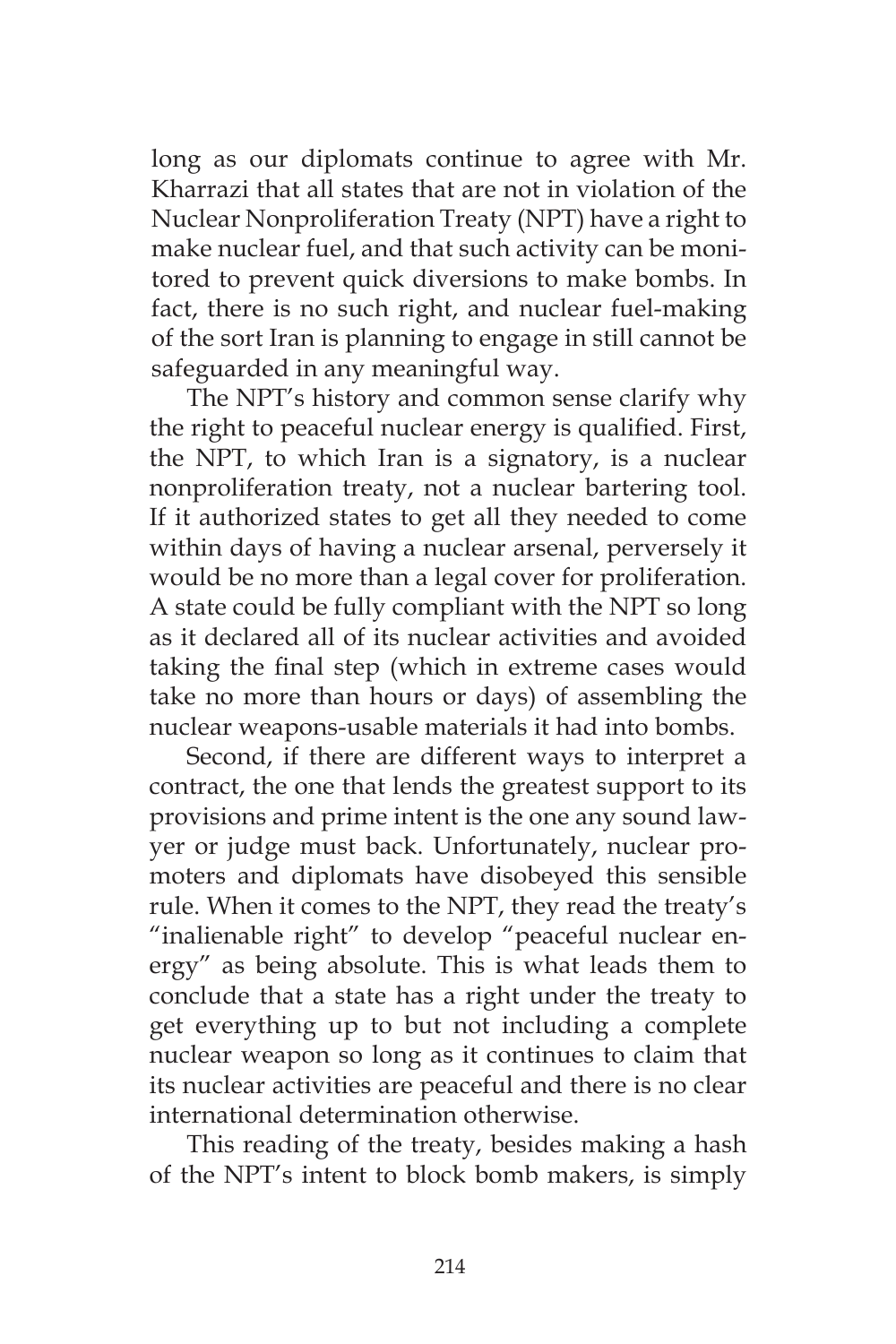long as our diplomats continue to agree with Mr. Kharrazi that all states that are not in violation of the Nuclear Nonproliferation Treaty (NPT) have a right to make nuclear fuel, and that such activity can be monitored to prevent quick diversions to make bombs. In fact, there is no such right, and nuclear fuel-making of the sort Iran is planning to engage in still cannot be safeguarded in any meaningful way.

The NPT's history and common sense clarify why the right to peaceful nuclear energy is qualified. First, the NPT, to which Iran is a signatory, is a nuclear nonproliferation treaty, not a nuclear bartering tool. If it authorized states to get all they needed to come within days of having a nuclear arsenal, perversely it would be no more than a legal cover for proliferation. A state could be fully compliant with the NPT so long as it declared all of its nuclear activities and avoided taking the final step (which in extreme cases would take no more than hours or days) of assembling the nuclear weapons-usable materials it had into bombs.

Second, if there are different ways to interpret a contract, the one that lends the greatest support to its provisions and prime intent is the one any sound lawyer or judge must back. Unfortunately, nuclear promoters and diplomats have disobeyed this sensible rule. When it comes to the NPT, they read the treaty's "inalienable right" to develop "peaceful nuclear energy" as being absolute. This is what leads them to conclude that a state has a right under the treaty to get everything up to but not including a complete nuclear weapon so long as it continues to claim that its nuclear activities are peaceful and there is no clear international determination otherwise.

This reading of the treaty, besides making a hash of the NPT's intent to block bomb makers, is simply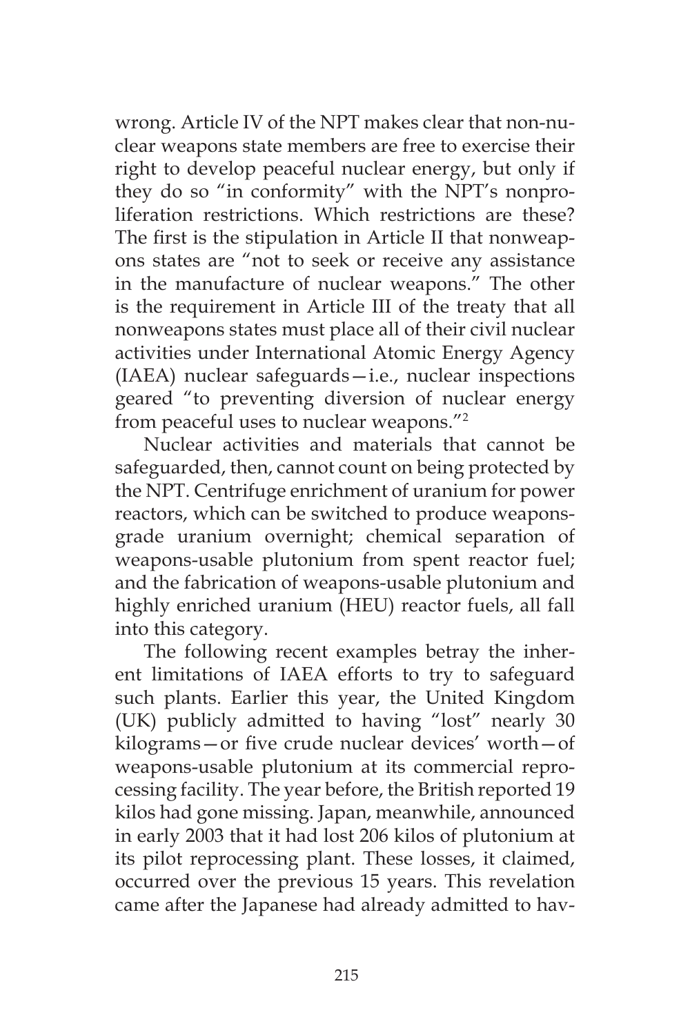wrong. Article IV of the NPT makes clear that non-nuclear weapons state members are free to exercise their right to develop peaceful nuclear energy, but only if they do so "in conformity" with the NPT's nonproliferation restrictions. Which restrictions are these? The first is the stipulation in Article II that nonweapons states are "not to seek or receive any assistance in the manufacture of nuclear weapons." The other is the requirement in Article III of the treaty that all nonweapons states must place all of their civil nuclear activities under International Atomic Energy Agency (IAEA) nuclear safeguards—i.e., nuclear inspections geared "to preventing diversion of nuclear energy from peaceful uses to nuclear weapons."[2]

Nuclear activities and materials that cannot be safeguarded, then, cannot count on being protected by the NPT. Centrifuge enrichment of uranium for power reactors, which can be switched to produce weapons-grade uranium overnight; chemical separation of weapons-usable plutonium from spent reactor fuel; and the fabrication of weapons-usable plutonium and highly enriched uranium (HEU) reactor fuels, all fall into this category.

The following recent examples betray the inherent limitations of IAEA efforts to try to safeguard such plants. Earlier this year, the United Kingdom (UK) publicly admitted to having "lost" nearly 30 kilograms—or five crude nuclear devices' worth—of weapons-usable plutonium at its commercial reprocessing facility. The year before, the British reported 19 kilos had gone missing. Japan, meanwhile, announced in early 2003 that it had lost 206 kilos of plutonium at its pilot reprocessing plant. These losses, it claimed, occurred over the previous 15 years. This revelation came after the Japanese had already admitted to hav-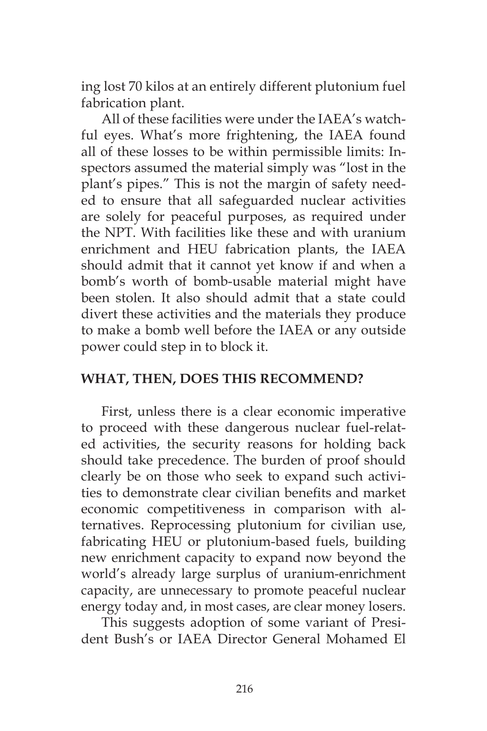ing lost 70 kilos at an entirely different plutonium fuel fabrication plant.

All of these facilities were under the IAEA's watchful eyes. What's more frightening, the IAEA found all of these losses to be within permissible limits: Inspectors assumed the material simply was "lost in the plant's pipes." This is not the margin of safety needed to ensure that all safeguarded nuclear activities are solely for peaceful purposes, as required under the NPT. With facilities like these and with uranium enrichment and HEU fabrication plants, the IAEA should admit that it cannot yet know if and when a bomb's worth of bomb-usable material might have been stolen. It also should admit that a state could divert these activities and the materials they produce to make a bomb well before the IAEA or any outside power could step in to block it.

## WHAT, THEN, DOES THIS RECOMMEND?

First, unless there is a clear economic imperative to proceed with these dangerous nuclear fuel-related activities, the security reasons for holding back should take precedence. The burden of proof should clearly be on those who seek to expand such activities to demonstrate clear civilian benefits and market economic competitiveness in comparison with alternatives. Reprocessing plutonium for civilian use, fabricating HEU or plutonium-based fuels, building new enrichment capacity to expand now beyond the world's already large surplus of uranium-enrichment capacity, are unnecessary to promote peaceful nuclear energy today and, in most cases, are clear money losers.

This suggests adoption of some variant of President Bush's or IAEA Director General Mohamed El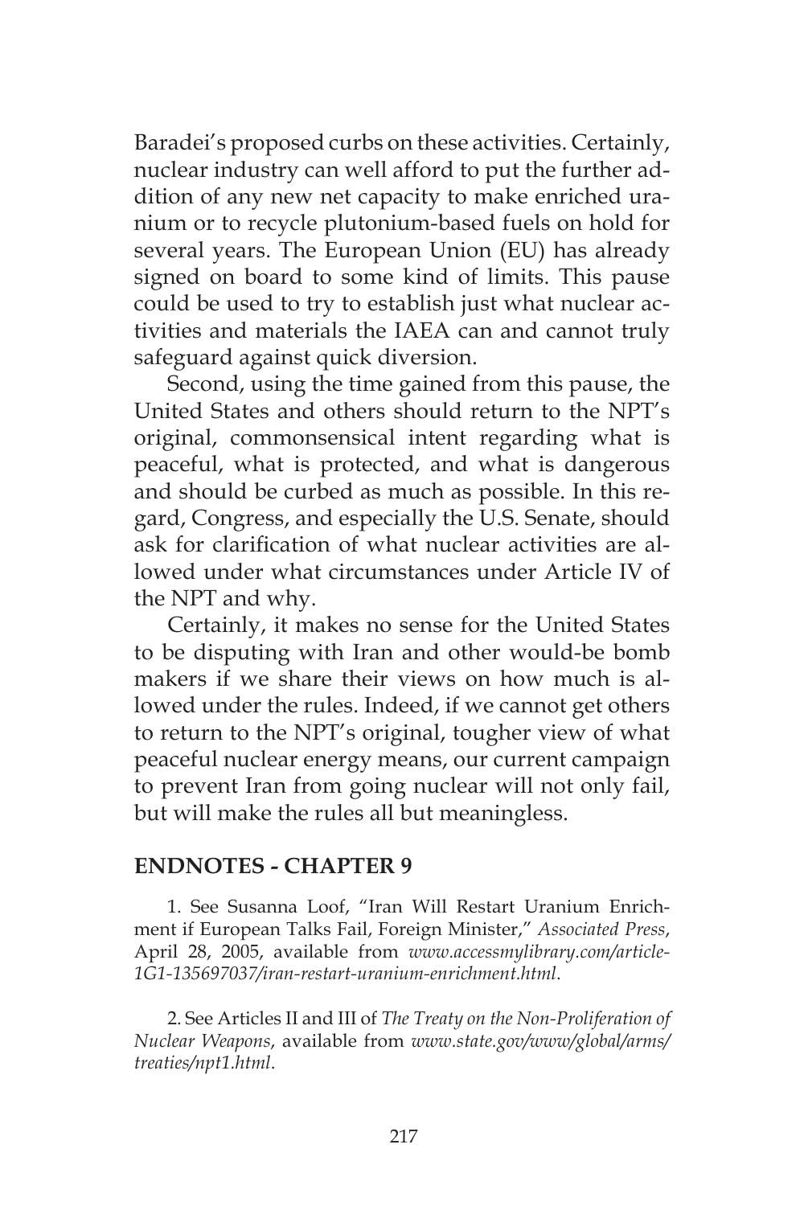Baradei's proposed curbs on these activities. Certainly, nuclear industry can well afford to put the further addition of any new net capacity to make enriched uranium or to recycle plutonium-based fuels on hold for several years. The European Union (EU) has already signed on board to some kind of limits. This pause could be used to try to establish just what nuclear activities and materials the IAEA can and cannot truly safeguard against quick diversion.

Second, using the time gained from this pause, the United States and others should return to the NPT's original, commonsensical intent regarding what is peaceful, what is protected, and what is dangerous and should be curbed as much as possible. In this regard, Congress, and especially the U.S. Senate, should ask for clarification of what nuclear activities are allowed under what circumstances under Article IV of the NPT and why.

Certainly, it makes no sense for the United States to be disputing with Iran and other would-be bomb makers if we share their views on how much is allowed under the rules. Indeed, if we cannot get others to return to the NPT's original, tougher view of what peaceful nuclear energy means, our current campaign to prevent Iran from going nuclear will not only fail, but will make the rules all but meaningless.

## ENDNOTES - CHAPTER 9

1. See Susanna Loof, "Iran Will Restart Uranium Enrichment if European Talks Fail, Foreign Minister," *Associated Press*, April 28, 2005, available from *www.accessmylibrary.com/article-1G1-135697037/iran-restart-uranium-enrichment.html*.

2. See Articles II and III of *The Treaty on the Non-Proliferation of Nuclear Weapons*, available from *www.state.gov/www/global/arms/treaties/npt1.html*.